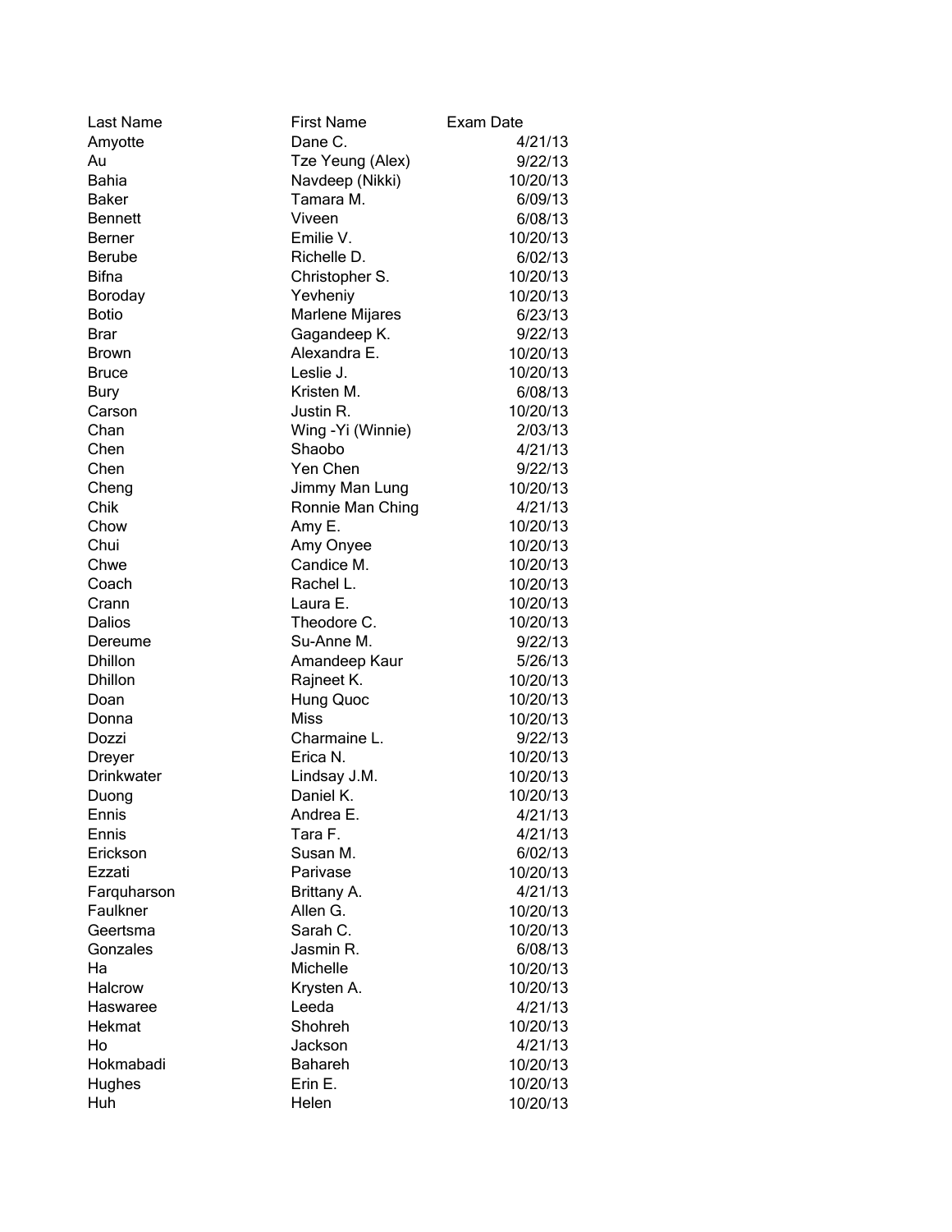| Last Name | First Name | Exam Date |
| --- | --- | --- |
| Amyotte | Dane C. | 4/21/13 |
| Au | Tze Yeung (Alex) | 9/22/13 |
| Bahia | Navdeep (Nikki) | 10/20/13 |
| Baker | Tamara M. | 6/09/13 |
| Bennett | Viveen | 6/08/13 |
| Berner | Emilie V. | 10/20/13 |
| Berube | Richelle D. | 6/02/13 |
| Bifna | Christopher S. | 10/20/13 |
| Boroday | Yevheniy | 10/20/13 |
| Botio | Marlene Mijares | 6/23/13 |
| Brar | Gagandeep K. | 9/22/13 |
| Brown | Alexandra E. | 10/20/13 |
| Bruce | Leslie J. | 10/20/13 |
| Bury | Kristen M. | 6/08/13 |
| Carson | Justin R. | 10/20/13 |
| Chan | Wing -Yi (Winnie) | 2/03/13 |
| Chen | Shaobo | 4/21/13 |
| Chen | Yen Chen | 9/22/13 |
| Cheng | Jimmy Man Lung | 10/20/13 |
| Chik | Ronnie Man Ching | 4/21/13 |
| Chow | Amy E. | 10/20/13 |
| Chui | Amy Onyee | 10/20/13 |
| Chwe | Candice M. | 10/20/13 |
| Coach | Rachel L. | 10/20/13 |
| Crann | Laura E. | 10/20/13 |
| Dalios | Theodore C. | 10/20/13 |
| Dereume | Su-Anne M. | 9/22/13 |
| Dhillon | Amandeep Kaur | 5/26/13 |
| Dhillon | Rajneet K. | 10/20/13 |
| Doan | Hung Quoc | 10/20/13 |
| Donna | Miss | 10/20/13 |
| Dozzi | Charmaine L. | 9/22/13 |
| Dreyer | Erica N. | 10/20/13 |
| Drinkwater | Lindsay J.M. | 10/20/13 |
| Duong | Daniel K. | 10/20/13 |
| Ennis | Andrea E. | 4/21/13 |
| Ennis | Tara F. | 4/21/13 |
| Erickson | Susan M. | 6/02/13 |
| Ezzati | Parivase | 10/20/13 |
| Farquharson | Brittany A. | 4/21/13 |
| Faulkner | Allen G. | 10/20/13 |
| Geertsma | Sarah C. | 10/20/13 |
| Gonzales | Jasmin R. | 6/08/13 |
| Ha | Michelle | 10/20/13 |
| Halcrow | Krysten A. | 10/20/13 |
| Haswaree | Leeda | 4/21/13 |
| Hekmat | Shohreh | 10/20/13 |
| Ho | Jackson | 4/21/13 |
| Hokmabadi | Bahareh | 10/20/13 |
| Hughes | Erin E. | 10/20/13 |
| Huh | Helen | 10/20/13 |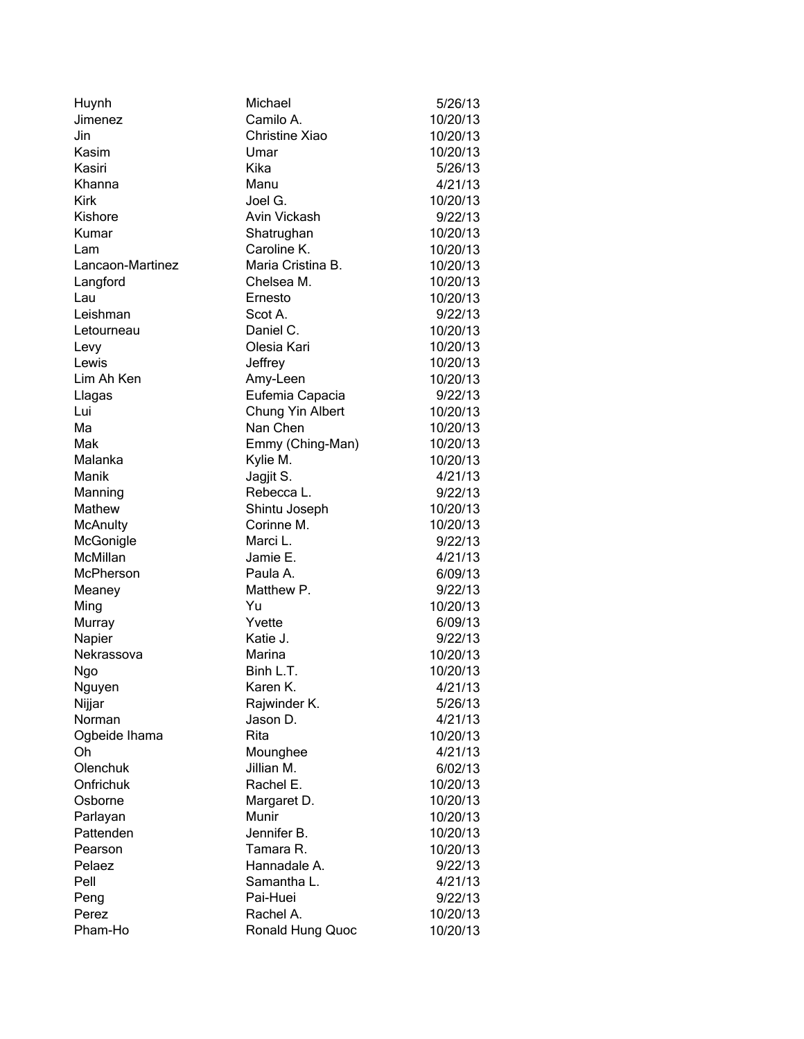| | | |
|---|---|---|
| Huynh | Michael | 5/26/13 |
| Jimenez | Camilo A. | 10/20/13 |
| Jin | Christine Xiao | 10/20/13 |
| Kasim | Umar | 10/20/13 |
| Kasiri | Kika | 5/26/13 |
| Khanna | Manu | 4/21/13 |
| Kirk | Joel G. | 10/20/13 |
| Kishore | Avin Vickash | 9/22/13 |
| Kumar | Shatrughan | 10/20/13 |
| Lam | Caroline K. | 10/20/13 |
| Lancaon-Martinez | Maria Cristina B. | 10/20/13 |
| Langford | Chelsea M. | 10/20/13 |
| Lau | Ernesto | 10/20/13 |
| Leishman | Scot A. | 9/22/13 |
| Letourneau | Daniel C. | 10/20/13 |
| Levy | Olesia Kari | 10/20/13 |
| Lewis | Jeffrey | 10/20/13 |
| Lim Ah Ken | Amy-Leen | 10/20/13 |
| Llagas | Eufemia Capacia | 9/22/13 |
| Lui | Chung Yin Albert | 10/20/13 |
| Ma | Nan Chen | 10/20/13 |
| Mak | Emmy (Ching-Man) | 10/20/13 |
| Malanka | Kylie M. | 10/20/13 |
| Manik | Jagjit S. | 4/21/13 |
| Manning | Rebecca L. | 9/22/13 |
| Mathew | Shintu Joseph | 10/20/13 |
| McAnulty | Corinne M. | 10/20/13 |
| McGonigle | Marci L. | 9/22/13 |
| McMillan | Jamie E. | 4/21/13 |
| McPherson | Paula A. | 6/09/13 |
| Meaney | Matthew P. | 9/22/13 |
| Ming | Yu | 10/20/13 |
| Murray | Yvette | 6/09/13 |
| Napier | Katie J. | 9/22/13 |
| Nekrassova | Marina | 10/20/13 |
| Ngo | Binh L.T. | 10/20/13 |
| Nguyen | Karen K. | 4/21/13 |
| Nijjar | Rajwinder K. | 5/26/13 |
| Norman | Jason D. | 4/21/13 |
| Ogbeide Ihama | Rita | 10/20/13 |
| Oh | Mounghee | 4/21/13 |
| Olenchuk | Jillian M. | 6/02/13 |
| Onfrichuk | Rachel E. | 10/20/13 |
| Osborne | Margaret D. | 10/20/13 |
| Parlayan | Munir | 10/20/13 |
| Pattenden | Jennifer B. | 10/20/13 |
| Pearson | Tamara R. | 10/20/13 |
| Pelaez | Hannadale A. | 9/22/13 |
| Pell | Samantha L. | 4/21/13 |
| Peng | Pai-Huei | 9/22/13 |
| Perez | Rachel A. | 10/20/13 |
| Pham-Ho | Ronald Hung Quoc | 10/20/13 |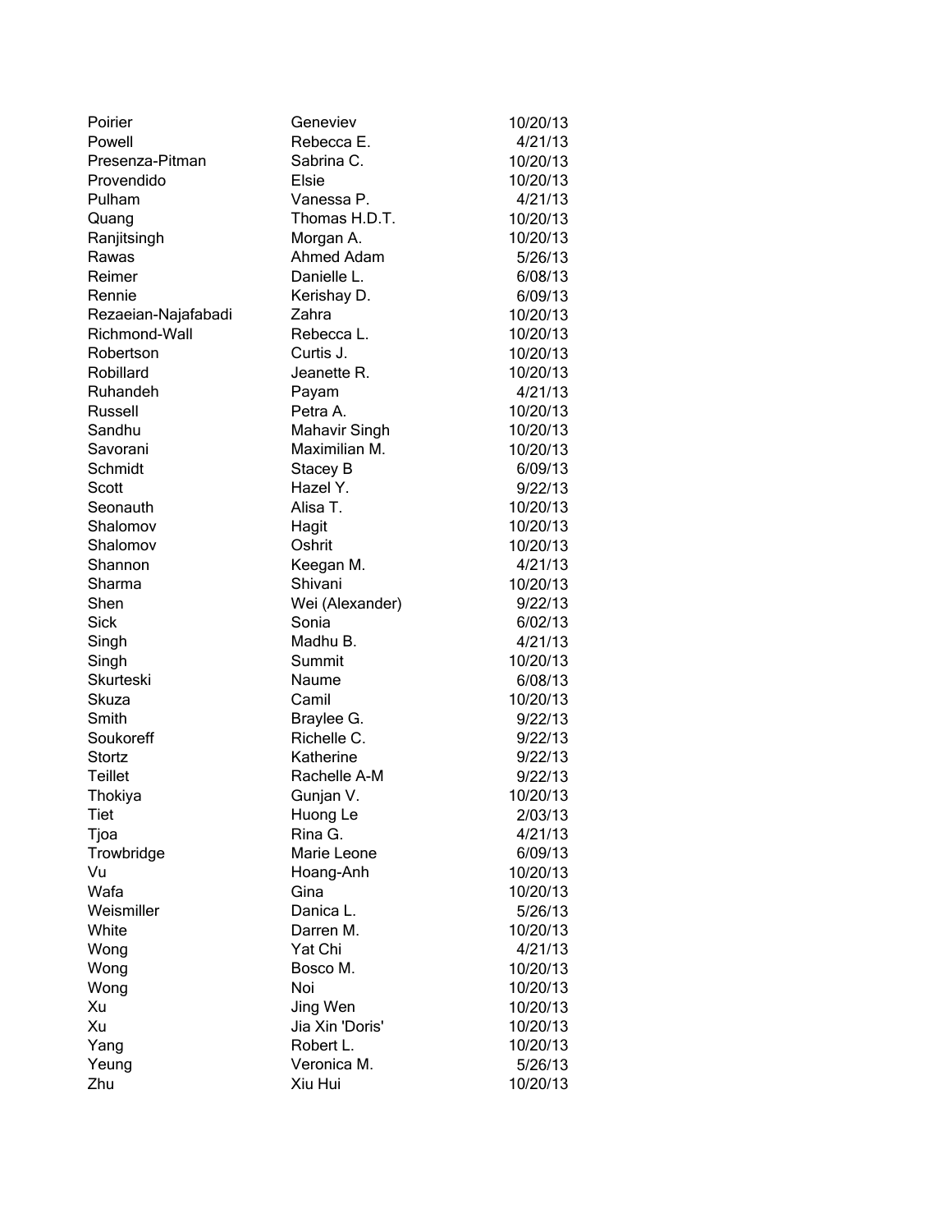| | | |
|---|---|---|
| Poirier | Geneviev | 10/20/13 |
| Powell | Rebecca E. | 4/21/13 |
| Presenza-Pitman | Sabrina C. | 10/20/13 |
| Provendido | Elsie | 10/20/13 |
| Pulham | Vanessa P. | 4/21/13 |
| Quang | Thomas H.D.T. | 10/20/13 |
| Ranjitsingh | Morgan A. | 10/20/13 |
| Rawas | Ahmed Adam | 5/26/13 |
| Reimer | Danielle L. | 6/08/13 |
| Rennie | Kerishay D. | 6/09/13 |
| Rezaeian-Najafabadi | Zahra | 10/20/13 |
| Richmond-Wall | Rebecca L. | 10/20/13 |
| Robertson | Curtis J. | 10/20/13 |
| Robillard | Jeanette R. | 10/20/13 |
| Ruhandeh | Payam | 4/21/13 |
| Russell | Petra A. | 10/20/13 |
| Sandhu | Mahavir Singh | 10/20/13 |
| Savorani | Maximilian M. | 10/20/13 |
| Schmidt | Stacey B | 6/09/13 |
| Scott | Hazel Y. | 9/22/13 |
| Seonauth | Alisa T. | 10/20/13 |
| Shalomov | Hagit | 10/20/13 |
| Shalomov | Oshrit | 10/20/13 |
| Shannon | Keegan M. | 4/21/13 |
| Sharma | Shivani | 10/20/13 |
| Shen | Wei (Alexander) | 9/22/13 |
| Sick | Sonia | 6/02/13 |
| Singh | Madhu B. | 4/21/13 |
| Singh | Summit | 10/20/13 |
| Skurteski | Naume | 6/08/13 |
| Skuza | Camil | 10/20/13 |
| Smith | Braylee G. | 9/22/13 |
| Soukoreff | Richelle C. | 9/22/13 |
| Stortz | Katherine | 9/22/13 |
| Teillet | Rachelle A-M | 9/22/13 |
| Thokiya | Gunjan V. | 10/20/13 |
| Tiet | Huong Le | 2/03/13 |
| Tjoa | Rina G. | 4/21/13 |
| Trowbridge | Marie Leone | 6/09/13 |
| Vu | Hoang-Anh | 10/20/13 |
| Wafa | Gina | 10/20/13 |
| Weismiller | Danica L. | 5/26/13 |
| White | Darren M. | 10/20/13 |
| Wong | Yat Chi | 4/21/13 |
| Wong | Bosco M. | 10/20/13 |
| Wong | Noi | 10/20/13 |
| Xu | Jing Wen | 10/20/13 |
| Xu | Jia Xin 'Doris' | 10/20/13 |
| Yang | Robert L. | 10/20/13 |
| Yeung | Veronica M. | 5/26/13 |
| Zhu | Xiu Hui | 10/20/13 |